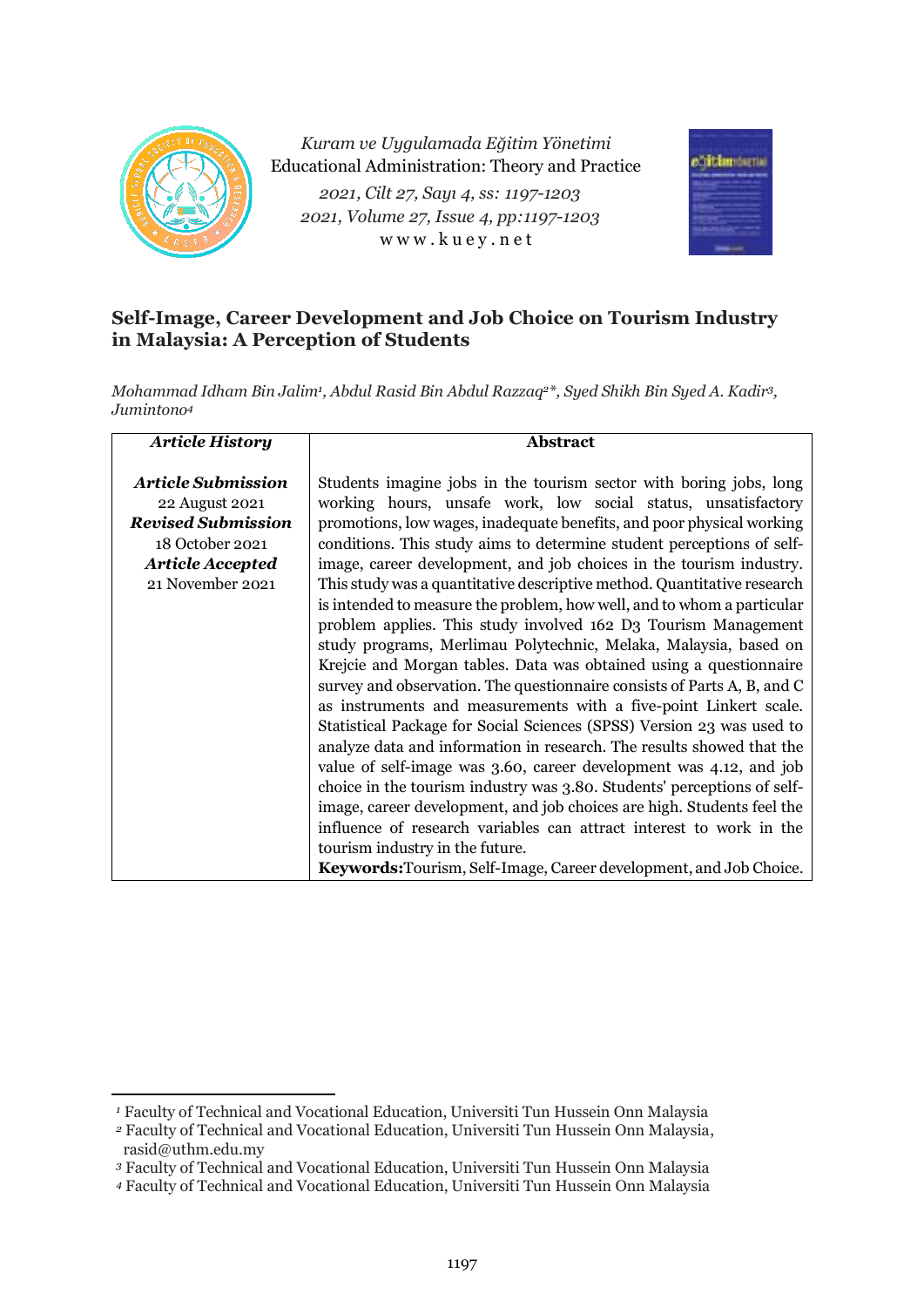# Self-Image, Career Development and Job Choice on Tourism Industry in Malaysia: A Perception of Students

*Mohammad Idham Bin Jalim[1], Abdul Rasid Bin Abdul Razzaq[2]\*, Syed Shikh Bin Syed A. Kadir[3], Jumintono[4]*

| ***Article History*** | **Abstract** |
|---|---|
| ***Article Submission*** 22 August 2021 ***Revised Submission*** 18 October 2021 ***Article Accepted*** 21 November 2021 | Students imagine jobs in the tourism sector with boring jobs, long working hours, unsafe work, low social status, unsatisfactory promotions, low wages, inadequate benefits, and poor physical working conditions. This study aims to determine student perceptions of self-image, career development, and job choices in the tourism industry. This study was a quantitative descriptive method. Quantitative research is intended to measure the problem, how well, and to whom a particular problem applies. This study involved 162 D3 Tourism Management study programs, Merlimau Polytechnic, Melaka, Malaysia, based on Krejcie and Morgan tables. Data was obtained using a questionnaire survey and observation. The questionnaire consists of Parts A, B, and C as instruments and measurements with a five-point Linkert scale. Statistical Package for Social Sciences (SPSS) Version 23 was used to analyze data and information in research. The results showed that the value of self-image was 3.60, career development was 4.12, and job choice in the tourism industry was 3.80. Students' perceptions of self-image, career development, and job choices are high. Students feel the influence of research variables can attract interest to work in the tourism industry in the future. **Keywords:** Tourism, Self-Image, Career development, and Job Choice. |

[1] Faculty of Technical and Vocational Education, Universiti Tun Hussein Onn Malaysia
[2] Faculty of Technical and Vocational Education, Universiti Tun Hussein Onn Malaysia, rasid@uthm.edu.my
[3] Faculty of Technical and Vocational Education, Universiti Tun Hussein Onn Malaysia
[4] Faculty of Technical and Vocational Education, Universiti Tun Hussein Onn Malaysia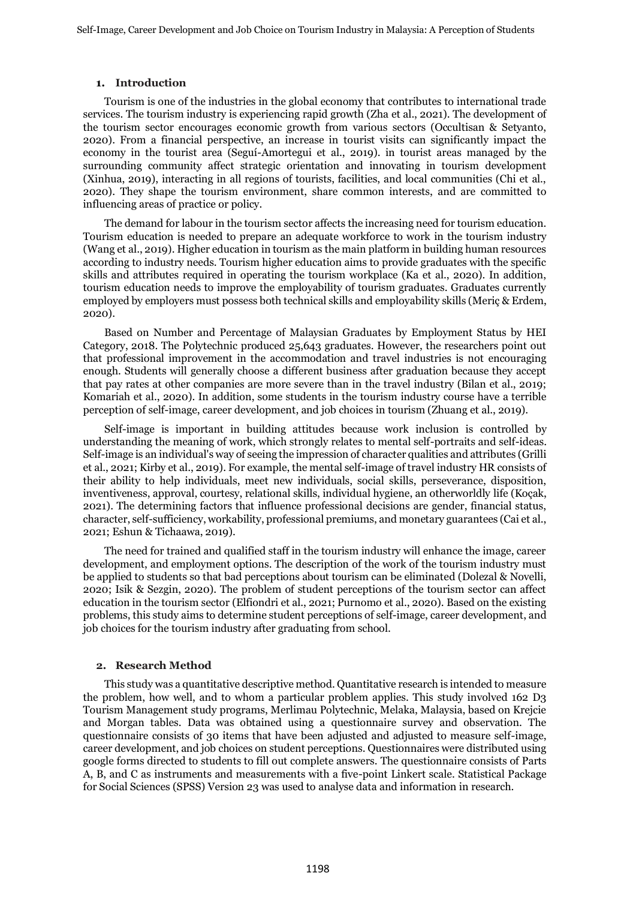## 1. Introduction

Tourism is one of the industries in the global economy that contributes to international trade services. The tourism industry is experiencing rapid growth (Zha et al., 2021). The development of the tourism sector encourages economic growth from various sectors (Occultisan & Setyanto, 2020). From a financial perspective, an increase in tourist visits can significantly impact the economy in the tourist area (Seguí-Amortegui et al., 2019). in tourist areas managed by the surrounding community affect strategic orientation and innovating in tourism development (Xinhua, 2019), interacting in all regions of tourists, facilities, and local communities (Chi et al., 2020). They shape the tourism environment, share common interests, and are committed to influencing areas of practice or policy.

The demand for labour in the tourism sector affects the increasing need for tourism education. Tourism education is needed to prepare an adequate workforce to work in the tourism industry (Wang et al., 2019). Higher education in tourism as the main platform in building human resources according to industry needs. Tourism higher education aims to provide graduates with the specific skills and attributes required in operating the tourism workplace (Ka et al., 2020). In addition, tourism education needs to improve the employability of tourism graduates. Graduates currently employed by employers must possess both technical skills and employability skills (Meriç & Erdem, 2020).

Based on Number and Percentage of Malaysian Graduates by Employment Status by HEI Category, 2018. The Polytechnic produced 25,643 graduates. However, the researchers point out that professional improvement in the accommodation and travel industries is not encouraging enough. Students will generally choose a different business after graduation because they accept that pay rates at other companies are more severe than in the travel industry (Bilan et al., 2019; Komariah et al., 2020). In addition, some students in the tourism industry course have a terrible perception of self-image, career development, and job choices in tourism (Zhuang et al., 2019).

Self-image is important in building attitudes because work inclusion is controlled by understanding the meaning of work, which strongly relates to mental self-portraits and self-ideas. Self-image is an individual's way of seeing the impression of character qualities and attributes (Grilli et al., 2021; Kirby et al., 2019). For example, the mental self-image of travel industry HR consists of their ability to help individuals, meet new individuals, social skills, perseverance, disposition, inventiveness, approval, courtesy, relational skills, individual hygiene, an otherworldly life (Koçak, 2021). The determining factors that influence professional decisions are gender, financial status, character, self-sufficiency, workability, professional premiums, and monetary guarantees (Cai et al., 2021; Eshun & Tichaawa, 2019).

The need for trained and qualified staff in the tourism industry will enhance the image, career development, and employment options. The description of the work of the tourism industry must be applied to students so that bad perceptions about tourism can be eliminated (Dolezal & Novelli, 2020; Isik & Sezgin, 2020). The problem of student perceptions of the tourism sector can affect education in the tourism sector (Elfiondri et al., 2021; Purnomo et al., 2020). Based on the existing problems, this study aims to determine student perceptions of self-image, career development, and job choices for the tourism industry after graduating from school.

## 2. Research Method

This study was a quantitative descriptive method. Quantitative research is intended to measure the problem, how well, and to whom a particular problem applies. This study involved 162 D3 Tourism Management study programs, Merlimau Polytechnic, Melaka, Malaysia, based on Krejcie and Morgan tables. Data was obtained using a questionnaire survey and observation. The questionnaire consists of 30 items that have been adjusted and adjusted to measure self-image, career development, and job choices on student perceptions. Questionnaires were distributed using google forms directed to students to fill out complete answers. The questionnaire consists of Parts A, B, and C as instruments and measurements with a five-point Linkert scale. Statistical Package for Social Sciences (SPSS) Version 23 was used to analyse data and information in research.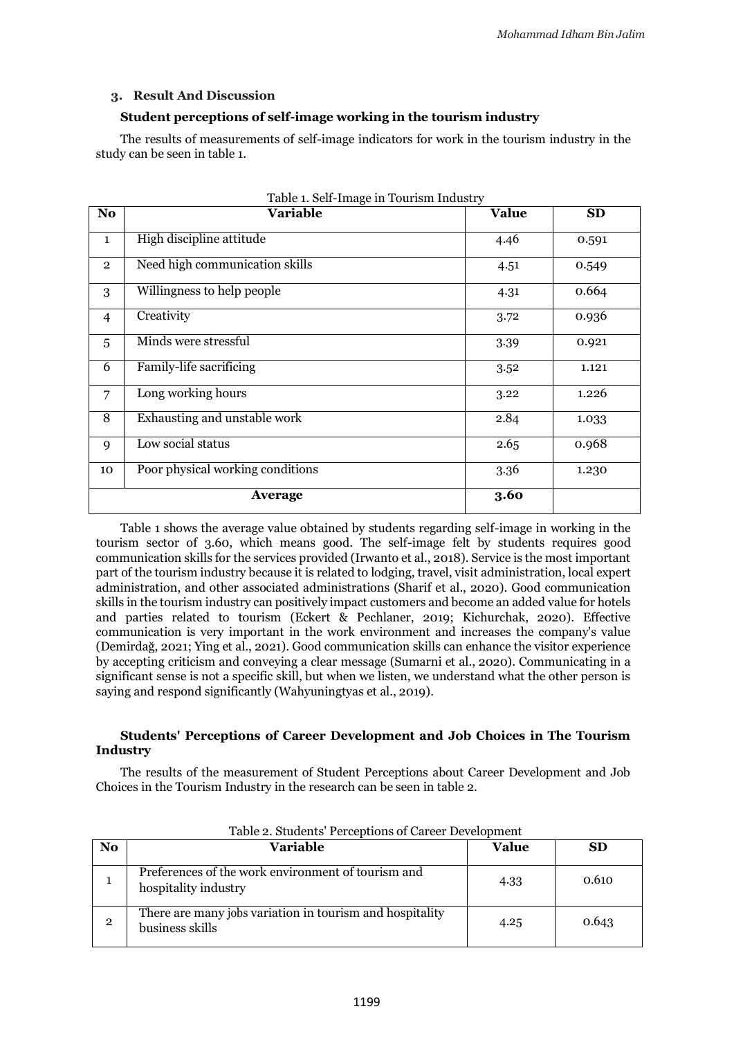## 3. Result And Discussion

### Student perceptions of self-image working in the tourism industry

The results of measurements of self-image indicators for work in the tourism industry in the study can be seen in table 1.

Table 1. Self-Image in Tourism Industry

| No | Variable | Value | SD |
|---|---|---|---|
| 1 | High discipline attitude | 4.46 | 0.591 |
| 2 | Need high communication skills | 4.51 | 0.549 |
| 3 | Willingness to help people | 4.31 | 0.664 |
| 4 | Creativity | 3.72 | 0.936 |
| 5 | Minds were stressful | 3.39 | 0.921 |
| 6 | Family-life sacrificing | 3.52 | 1.121 |
| 7 | Long working hours | 3.22 | 1.226 |
| 8 | Exhausting and unstable work | 2.84 | 1.033 |
| 9 | Low social status | 2.65 | 0.968 |
| 10 | Poor physical working conditions | 3.36 | 1.230 |
| | **Average** | **3.60** | |

Table 1 shows the average value obtained by students regarding self-image in working in the tourism sector of 3.60, which means good. The self-image felt by students requires good communication skills for the services provided (Irwanto et al., 2018). Service is the most important part of the tourism industry because it is related to lodging, travel, visit administration, local expert administration, and other associated administrations (Sharif et al., 2020). Good communication skills in the tourism industry can positively impact customers and become an added value for hotels and parties related to tourism (Eckert & Pechlaner, 2019; Kichurchak, 2020). Effective communication is very important in the work environment and increases the company's value (Demirdağ, 2021; Ying et al., 2021). Good communication skills can enhance the visitor experience by accepting criticism and conveying a clear message (Sumarni et al., 2020). Communicating in a significant sense is not a specific skill, but when we listen, we understand what the other person is saying and respond significantly (Wahyuningtyas et al., 2019).

### Students' Perceptions of Career Development and Job Choices in The Tourism Industry

The results of the measurement of Student Perceptions about Career Development and Job Choices in the Tourism Industry in the research can be seen in table 2.

Table 2. Students' Perceptions of Career Development

| No | Variable | Value | SD |
|---|---|---|---|
| 1 | Preferences of the work environment of tourism and hospitality industry | 4.33 | 0.610 |
| 2 | There are many jobs variation in tourism and hospitality business skills | 4.25 | 0.643 |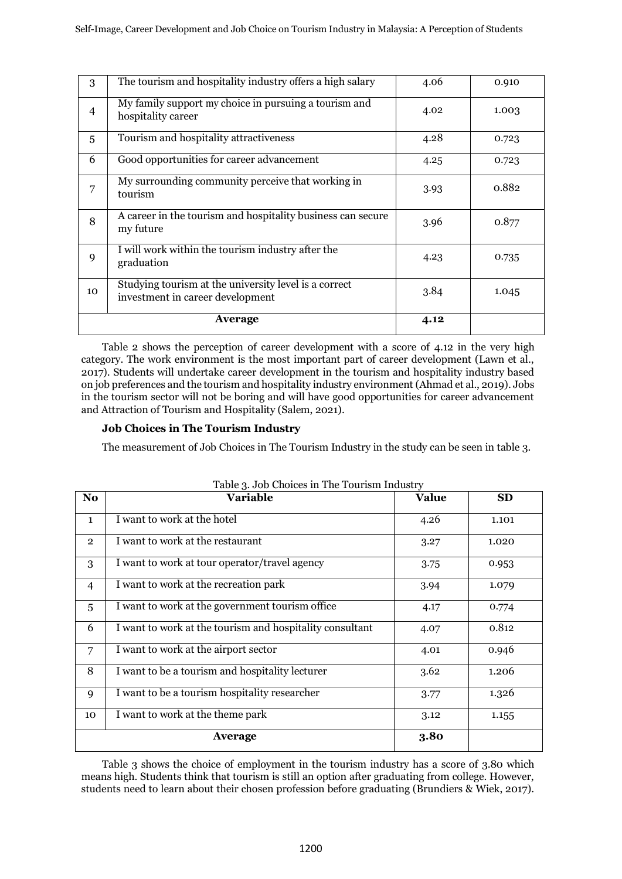| 3 | The tourism and hospitality industry offers a high salary | 4.06 | 0.910 |
|---|---|---|---|
| 4 | My family support my choice in pursuing a tourism and hospitality career | 4.02 | 1.003 |
| 5 | Tourism and hospitality attractiveness | 4.28 | 0.723 |
| 6 | Good opportunities for career advancement | 4.25 | 0.723 |
| 7 | My surrounding community perceive that working in tourism | 3.93 | 0.882 |
| 8 | A career in the tourism and hospitality business can secure my future | 3.96 | 0.877 |
| 9 | I will work within the tourism industry after the graduation | 4.23 | 0.735 |
| 10 | Studying tourism at the university level is a correct investment in career development | 3.84 | 1.045 |
| | **Average** | **4.12** | |

Table 2 shows the perception of career development with a score of 4.12 in the very high category. The work environment is the most important part of career development (Lawn et al., 2017). Students will undertake career development in the tourism and hospitality industry based on job preferences and the tourism and hospitality industry environment (Ahmad et al., 2019). Jobs in the tourism sector will not be boring and will have good opportunities for career advancement and Attraction of Tourism and Hospitality (Salem, 2021).

### Job Choices in The Tourism Industry

The measurement of Job Choices in The Tourism Industry in the study can be seen in table 3.

Table 3. Job Choices in The Tourism Industry

| No | Variable | Value | SD |
|---|---|---|---|
| 1 | I want to work at the hotel | 4.26 | 1.101 |
| 2 | I want to work at the restaurant | 3.27 | 1.020 |
| 3 | I want to work at tour operator/travel agency | 3.75 | 0.953 |
| 4 | I want to work at the recreation park | 3.94 | 1.079 |
| 5 | I want to work at the government tourism office | 4.17 | 0.774 |
| 6 | I want to work at the tourism and hospitality consultant | 4.07 | 0.812 |
| 7 | I want to work at the airport sector | 4.01 | 0.946 |
| 8 | I want to be a tourism and hospitality lecturer | 3.62 | 1.206 |
| 9 | I want to be a tourism hospitality researcher | 3.77 | 1.326 |
| 10 | I want to work at the theme park | 3.12 | 1.155 |
| | **Average** | **3.80** | |

Table 3 shows the choice of employment in the tourism industry has a score of 3.80 which means high. Students think that tourism is still an option after graduating from college. However, students need to learn about their chosen profession before graduating (Brundiers & Wiek, 2017).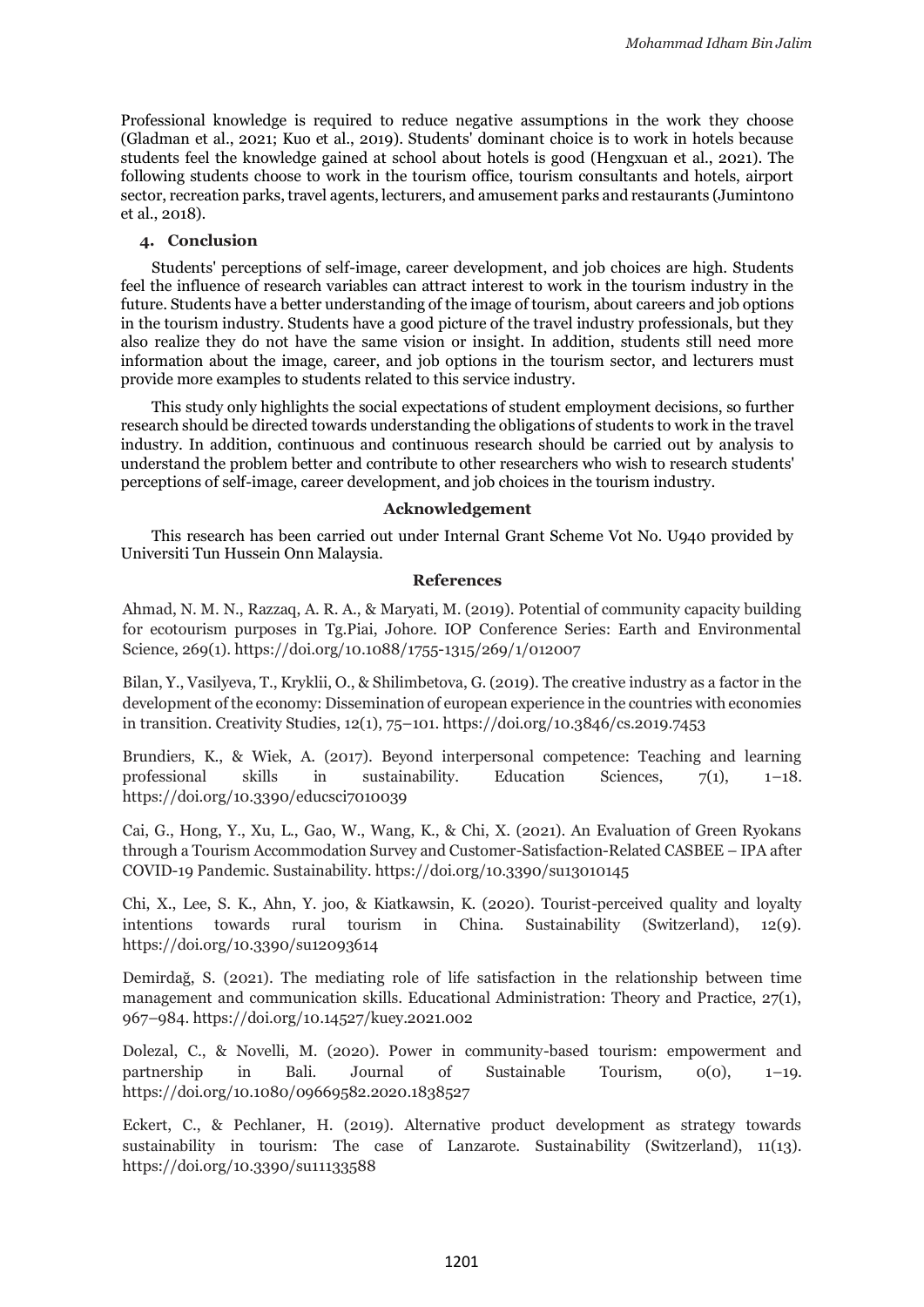Professional knowledge is required to reduce negative assumptions in the work they choose (Gladman et al., 2021; Kuo et al., 2019). Students' dominant choice is to work in hotels because students feel the knowledge gained at school about hotels is good (Hengxuan et al., 2021). The following students choose to work in the tourism office, tourism consultants and hotels, airport sector, recreation parks, travel agents, lecturers, and amusement parks and restaurants (Jumintono et al., 2018).

## 4. Conclusion

Students' perceptions of self-image, career development, and job choices are high. Students feel the influence of research variables can attract interest to work in the tourism industry in the future. Students have a better understanding of the image of tourism, about careers and job options in the tourism industry. Students have a good picture of the travel industry professionals, but they also realize they do not have the same vision or insight. In addition, students still need more information about the image, career, and job options in the tourism sector, and lecturers must provide more examples to students related to this service industry.

This study only highlights the social expectations of student employment decisions, so further research should be directed towards understanding the obligations of students to work in the travel industry. In addition, continuous and continuous research should be carried out by analysis to understand the problem better and contribute to other researchers who wish to research students' perceptions of self-image, career development, and job choices in the tourism industry.

## Acknowledgement

This research has been carried out under Internal Grant Scheme Vot No. U940 provided by Universiti Tun Hussein Onn Malaysia.

## References

Ahmad, N. M. N., Razzaq, A. R. A., & Maryati, M. (2019). Potential of community capacity building for ecotourism purposes in Tg.Piai, Johore. IOP Conference Series: Earth and Environmental Science, 269(1). https://doi.org/10.1088/1755-1315/269/1/012007

Bilan, Y., Vasilyeva, T., Kryklii, O., & Shilimbetova, G. (2019). The creative industry as a factor in the development of the economy: Dissemination of european experience in the countries with economies in transition. Creativity Studies, 12(1), 75–101. https://doi.org/10.3846/cs.2019.7453

Brundiers, K., & Wiek, A. (2017). Beyond interpersonal competence: Teaching and learning professional skills in sustainability. Education Sciences, 7(1), 1–18. https://doi.org/10.3390/educsci7010039

Cai, G., Hong, Y., Xu, L., Gao, W., Wang, K., & Chi, X. (2021). An Evaluation of Green Ryokans through a Tourism Accommodation Survey and Customer-Satisfaction-Related CASBEE – IPA after COVID-19 Pandemic. Sustainability. https://doi.org/10.3390/su13010145

Chi, X., Lee, S. K., Ahn, Y. joo, & Kiatkawsin, K. (2020). Tourist-perceived quality and loyalty intentions towards rural tourism in China. Sustainability (Switzerland), 12(9). https://doi.org/10.3390/su12093614

Demirdağ, S. (2021). The mediating role of life satisfaction in the relationship between time management and communication skills. Educational Administration: Theory and Practice, 27(1), 967–984. https://doi.org/10.14527/kuey.2021.002

Dolezal, C., & Novelli, M. (2020). Power in community-based tourism: empowerment and partnership in Bali. Journal of Sustainable Tourism, 0(0), 1–19. https://doi.org/10.1080/09669582.2020.1838527

Eckert, C., & Pechlaner, H. (2019). Alternative product development as strategy towards sustainability in tourism: The case of Lanzarote. Sustainability (Switzerland), 11(13). https://doi.org/10.3390/su11133588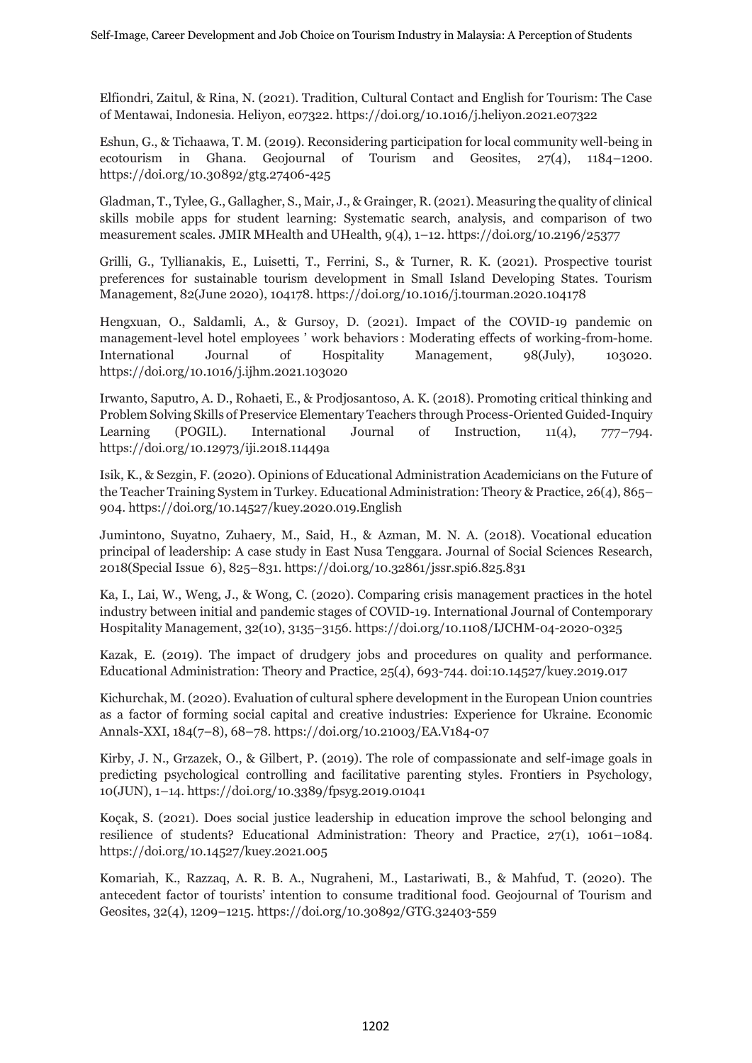Elfiondri, Zaitul, & Rina, N. (2021). Tradition, Cultural Contact and English for Tourism: The Case of Mentawai, Indonesia. Heliyon, e07322. https://doi.org/10.1016/j.heliyon.2021.e07322

Eshun, G., & Tichaawa, T. M. (2019). Reconsidering participation for local community well-being in ecotourism in Ghana. Geojournal of Tourism and Geosites, 27(4), 1184–1200. https://doi.org/10.30892/gtg.27406-425

Gladman, T., Tylee, G., Gallagher, S., Mair, J., & Grainger, R. (2021). Measuring the quality of clinical skills mobile apps for student learning: Systematic search, analysis, and comparison of two measurement scales. JMIR MHealth and UHealth, 9(4), 1–12. https://doi.org/10.2196/25377

Grilli, G., Tyllianakis, E., Luisetti, T., Ferrini, S., & Turner, R. K. (2021). Prospective tourist preferences for sustainable tourism development in Small Island Developing States. Tourism Management, 82(June 2020), 104178. https://doi.org/10.1016/j.tourman.2020.104178

Hengxuan, O., Saldamli, A., & Gursoy, D. (2021). Impact of the COVID-19 pandemic on management-level hotel employees ' work behaviors : Moderating effects of working-from-home. International Journal of Hospitality Management, 98(July), 103020. https://doi.org/10.1016/j.ijhm.2021.103020

Irwanto, Saputro, A. D., Rohaeti, E., & Prodjosantoso, A. K. (2018). Promoting critical thinking and Problem Solving Skills of Preservice Elementary Teachers through Process-Oriented Guided-Inquiry Learning (POGIL). International Journal of Instruction, 11(4), 777–794. https://doi.org/10.12973/iji.2018.11449a

Isik, K., & Sezgin, F. (2020). Opinions of Educational Administration Academicians on the Future of the Teacher Training System in Turkey. Educational Administration: Theory & Practice, 26(4), 865–904. https://doi.org/10.14527/kuey.2020.019.English

Jumintono, Suyatno, Zuhaery, M., Said, H., & Azman, M. N. A. (2018). Vocational education principal of leadership: A case study in East Nusa Tenggara. Journal of Social Sciences Research, 2018(Special Issue 6), 825–831. https://doi.org/10.32861/jssr.spi6.825.831

Ka, I., Lai, W., Weng, J., & Wong, C. (2020). Comparing crisis management practices in the hotel industry between initial and pandemic stages of COVID-19. International Journal of Contemporary Hospitality Management, 32(10), 3135–3156. https://doi.org/10.1108/IJCHM-04-2020-0325

Kazak, E. (2019). The impact of drudgery jobs and procedures on quality and performance. Educational Administration: Theory and Practice, 25(4), 693-744. doi:10.14527/kuey.2019.017

Kichurchak, M. (2020). Evaluation of cultural sphere development in the European Union countries as a factor of forming social capital and creative industries: Experience for Ukraine. Economic Annals-XXI, 184(7–8), 68–78. https://doi.org/10.21003/EA.V184-07

Kirby, J. N., Grzazek, O., & Gilbert, P. (2019). The role of compassionate and self-image goals in predicting psychological controlling and facilitative parenting styles. Frontiers in Psychology, 10(JUN), 1–14. https://doi.org/10.3389/fpsyg.2019.01041

Koçak, S. (2021). Does social justice leadership in education improve the school belonging and resilience of students? Educational Administration: Theory and Practice, 27(1), 1061–1084. https://doi.org/10.14527/kuey.2021.005

Komariah, K., Razzaq, A. R. B. A., Nugraheni, M., Lastariwati, B., & Mahfud, T. (2020). The antecedent factor of tourists' intention to consume traditional food. Geojournal of Tourism and Geosites, 32(4), 1209–1215. https://doi.org/10.30892/GTG.32403-559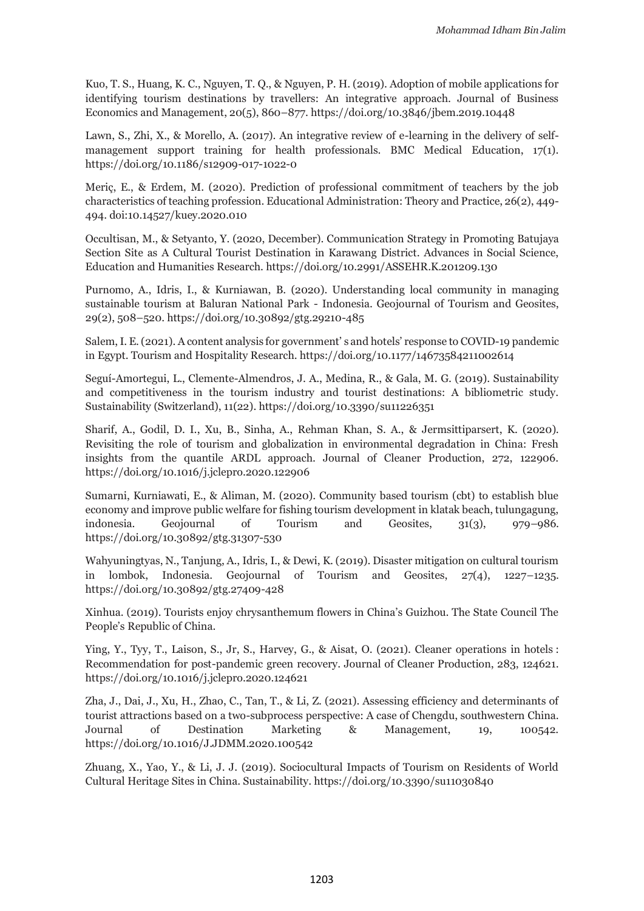Kuo, T. S., Huang, K. C., Nguyen, T. Q., & Nguyen, P. H. (2019). Adoption of mobile applications for identifying tourism destinations by travellers: An integrative approach. Journal of Business Economics and Management, 20(5), 860–877. https://doi.org/10.3846/jbem.2019.10448

Lawn, S., Zhi, X., & Morello, A. (2017). An integrative review of e-learning in the delivery of self-management support training for health professionals. BMC Medical Education, 17(1). https://doi.org/10.1186/s12909-017-1022-0

Meriç, E., & Erdem, M. (2020). Prediction of professional commitment of teachers by the job characteristics of teaching profession. Educational Administration: Theory and Practice, 26(2), 449-494. doi:10.14527/kuey.2020.010

Occultisan, M., & Setyanto, Y. (2020, December). Communication Strategy in Promoting Batujaya Section Site as A Cultural Tourist Destination in Karawang District. Advances in Social Science, Education and Humanities Research. https://doi.org/10.2991/ASSEHR.K.201209.130

Purnomo, A., Idris, I., & Kurniawan, B. (2020). Understanding local community in managing sustainable tourism at Baluran National Park - Indonesia. Geojournal of Tourism and Geosites, 29(2), 508–520. https://doi.org/10.30892/gtg.29210-485

Salem, I. E. (2021). A content analysis for government' s and hotels' response to COVID-19 pandemic in Egypt. Tourism and Hospitality Research. https://doi.org/10.1177/14673584211002614

Seguí-Amortegui, L., Clemente-Almendros, J. A., Medina, R., & Gala, M. G. (2019). Sustainability and competitiveness in the tourism industry and tourist destinations: A bibliometric study. Sustainability (Switzerland), 11(22). https://doi.org/10.3390/su11226351

Sharif, A., Godil, D. I., Xu, B., Sinha, A., Rehman Khan, S. A., & Jermsittiparsert, K. (2020). Revisiting the role of tourism and globalization in environmental degradation in China: Fresh insights from the quantile ARDL approach. Journal of Cleaner Production, 272, 122906. https://doi.org/10.1016/j.jclepro.2020.122906

Sumarni, Kurniawati, E., & Aliman, M. (2020). Community based tourism (cbt) to establish blue economy and improve public welfare for fishing tourism development in klatak beach, tulungagung, indonesia. Geojournal of Tourism and Geosites, 31(3), 979–986. https://doi.org/10.30892/gtg.31307-530

Wahyuningtyas, N., Tanjung, A., Idris, I., & Dewi, K. (2019). Disaster mitigation on cultural tourism in lombok, Indonesia. Geojournal of Tourism and Geosites, 27(4), 1227–1235. https://doi.org/10.30892/gtg.27409-428

Xinhua. (2019). Tourists enjoy chrysanthemum flowers in China's Guizhou. The State Council The People's Republic of China.

Ying, Y., Tyy, T., Laison, S., Jr, S., Harvey, G., & Aisat, O. (2021). Cleaner operations in hotels : Recommendation for post-pandemic green recovery. Journal of Cleaner Production, 283, 124621. https://doi.org/10.1016/j.jclepro.2020.124621

Zha, J., Dai, J., Xu, H., Zhao, C., Tan, T., & Li, Z. (2021). Assessing efficiency and determinants of tourist attractions based on a two-subprocess perspective: A case of Chengdu, southwestern China. Journal of Destination Marketing & Management, 19, 100542. https://doi.org/10.1016/J.JDMM.2020.100542

Zhuang, X., Yao, Y., & Li, J. J. (2019). Sociocultural Impacts of Tourism on Residents of World Cultural Heritage Sites in China. Sustainability. https://doi.org/10.3390/su11030840